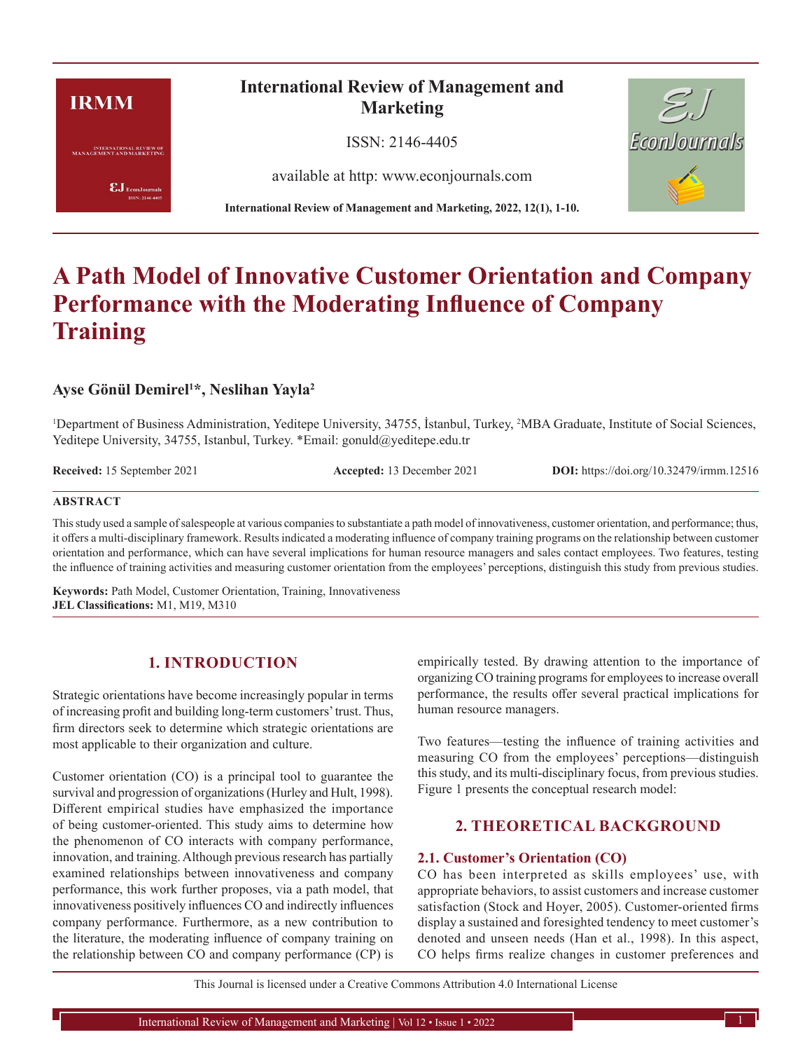# A Path Model of Innovative Customer Orientation and Company Performance with the Moderating Influence of Company Training

**Ayse Gönül Demirel[1]*, Neslihan Yayla[2]**

[1]Department of Business Administration, Yeditepe University, 34755, İstanbul, Turkey, [2]MBA Graduate, Institute of Social Sciences, Yeditepe University, 34755, Istanbul, Turkey. *Email: gonuld@yeditepe.edu.tr

**Received:** 15 September 2021 **Accepted:** 13 December 2021 **DOI:** https://doi.org/10.32479/irmm.12516

## ABSTRACT

This study used a sample of salespeople at various companies to substantiate a path model of innovativeness, customer orientation, and performance; thus, it offers a multi-disciplinary framework. Results indicated a moderating influence of company training programs on the relationship between customer orientation and performance, which can have several implications for human resource managers and sales contact employees. Two features, testing the influence of training activities and measuring customer orientation from the employees' perceptions, distinguish this study from previous studies.

**Keywords:** Path Model, Customer Orientation, Training, Innovativeness
**JEL Classifications:** M1, M19, M310

## 1. INTRODUCTION

Strategic orientations have become increasingly popular in terms of increasing profit and building long-term customers' trust. Thus, firm directors seek to determine which strategic orientations are most applicable to their organization and culture.

Customer orientation (CO) is a principal tool to guarantee the survival and progression of organizations (Hurley and Hult, 1998). Different empirical studies have emphasized the importance of being customer-oriented. This study aims to determine how the phenomenon of CO interacts with company performance, innovation, and training. Although previous research has partially examined relationships between innovativeness and company performance, this work further proposes, via a path model, that innovativeness positively influences CO and indirectly influences company performance. Furthermore, as a new contribution to the literature, the moderating influence of company training on the relationship between CO and company performance (CP) is empirically tested. By drawing attention to the importance of organizing CO training programs for employees to increase overall performance, the results offer several practical implications for human resource managers.

Two features—testing the influence of training activities and measuring CO from the employees' perceptions—distinguish this study, and its multi-disciplinary focus, from previous studies. Figure 1 presents the conceptual research model:

## 2. THEORETICAL BACKGROUND

### 2.1. Customer's Orientation (CO)

CO has been interpreted as skills employees' use, with appropriate behaviors, to assist customers and increase customer satisfaction (Stock and Hoyer, 2005). Customer-oriented firms display a sustained and foresighted tendency to meet customer's denoted and unseen needs (Han et al., 1998). In this aspect, CO helps firms realize changes in customer preferences and

This Journal is licensed under a Creative Commons Attribution 4.0 International License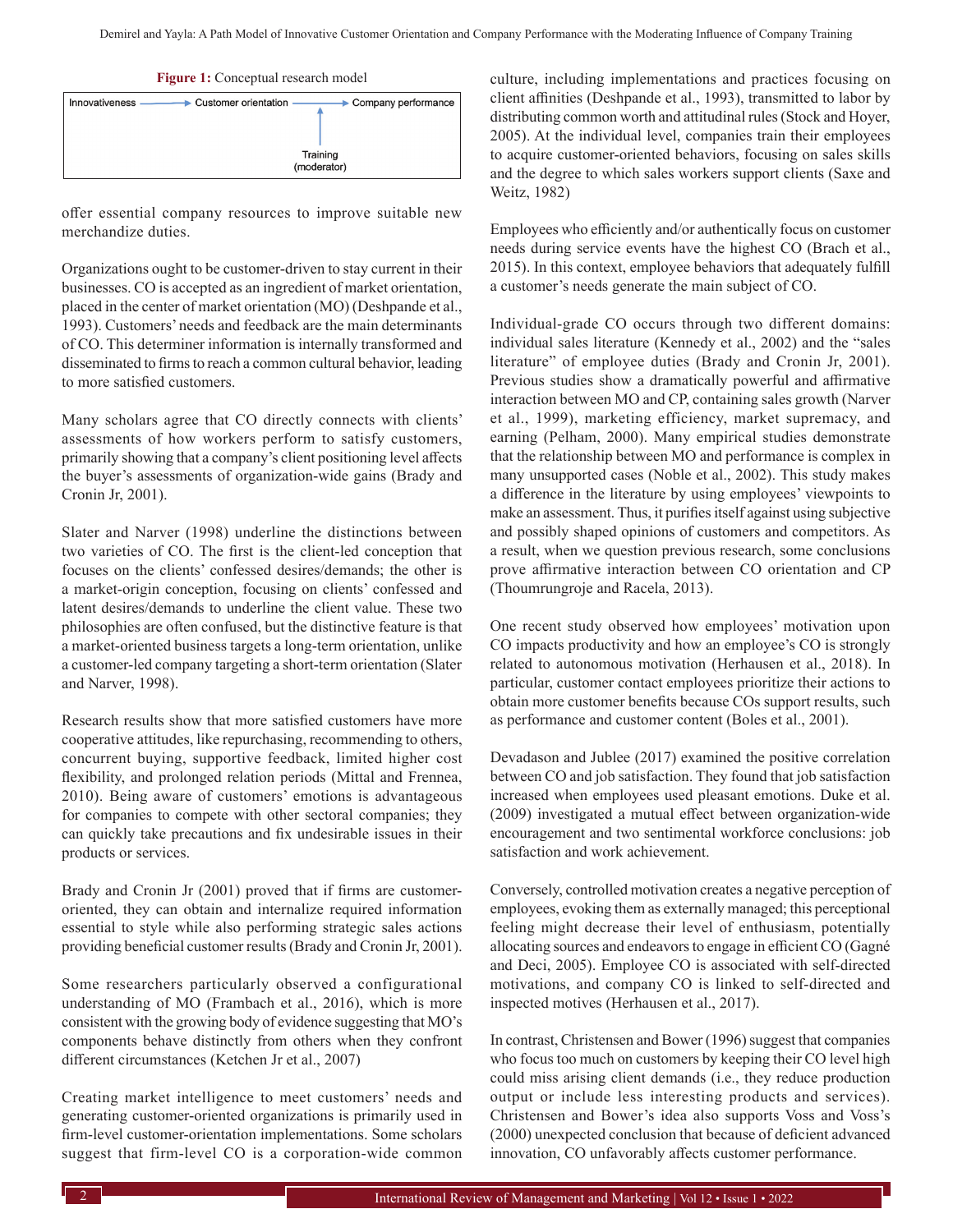**Figure 1:** Conceptual research model

```
Innovativeness ──────► Customer orientation ──────► Company performance
                                              ▲
                                              │
                                          Training
                                        (moderator)
```

offer essential company resources to improve suitable new merchandize duties.

Organizations ought to be customer-driven to stay current in their businesses. CO is accepted as an ingredient of market orientation, placed in the center of market orientation (MO) (Deshpande et al., 1993). Customers' needs and feedback are the main determinants of CO. This determiner information is internally transformed and disseminated to firms to reach a common cultural behavior, leading to more satisfied customers.

Many scholars agree that CO directly connects with clients' assessments of how workers perform to satisfy customers, primarily showing that a company's client positioning level affects the buyer's assessments of organization-wide gains (Brady and Cronin Jr, 2001).

Slater and Narver (1998) underline the distinctions between two varieties of CO. The first is the client-led conception that focuses on the clients' confessed desires/demands; the other is a market-origin conception, focusing on clients' confessed and latent desires/demands to underline the client value. These two philosophies are often confused, but the distinctive feature is that a market-oriented business targets a long-term orientation, unlike a customer-led company targeting a short-term orientation (Slater and Narver, 1998).

Research results show that more satisfied customers have more cooperative attitudes, like repurchasing, recommending to others, concurrent buying, supportive feedback, limited higher cost flexibility, and prolonged relation periods (Mittal and Frennea, 2010). Being aware of customers' emotions is advantageous for companies to compete with other sectoral companies; they can quickly take precautions and fix undesirable issues in their products or services.

Brady and Cronin Jr (2001) proved that if firms are customer-oriented, they can obtain and internalize required information essential to style while also performing strategic sales actions providing beneficial customer results (Brady and Cronin Jr, 2001).

Some researchers particularly observed a configurational understanding of MO (Frambach et al., 2016), which is more consistent with the growing body of evidence suggesting that MO's components behave distinctly from others when they confront different circumstances (Ketchen Jr et al., 2007)

Creating market intelligence to meet customers' needs and generating customer-oriented organizations is primarily used in firm-level customer-orientation implementations. Some scholars suggest that firm-level CO is a corporation-wide common culture, including implementations and practices focusing on client affinities (Deshpande et al., 1993), transmitted to labor by distributing common worth and attitudinal rules (Stock and Hoyer, 2005). At the individual level, companies train their employees to acquire customer-oriented behaviors, focusing on sales skills and the degree to which sales workers support clients (Saxe and Weitz, 1982)

Employees who efficiently and/or authentically focus on customer needs during service events have the highest CO (Brach et al., 2015). In this context, employee behaviors that adequately fulfill a customer's needs generate the main subject of CO.

Individual-grade CO occurs through two different domains: individual sales literature (Kennedy et al., 2002) and the "sales literature" of employee duties (Brady and Cronin Jr, 2001). Previous studies show a dramatically powerful and affirmative interaction between MO and CP, containing sales growth (Narver et al., 1999), marketing efficiency, market supremacy, and earning (Pelham, 2000). Many empirical studies demonstrate that the relationship between MO and performance is complex in many unsupported cases (Noble et al., 2002). This study makes a difference in the literature by using employees' viewpoints to make an assessment. Thus, it purifies itself against using subjective and possibly shaped opinions of customers and competitors. As a result, when we question previous research, some conclusions prove affirmative interaction between CO orientation and CP (Thoumrungroje and Racela, 2013).

One recent study observed how employees' motivation upon CO impacts productivity and how an employee's CO is strongly related to autonomous motivation (Herhausen et al., 2018). In particular, customer contact employees prioritize their actions to obtain more customer benefits because COs support results, such as performance and customer content (Boles et al., 2001).

Devadason and Jublee (2017) examined the positive correlation between CO and job satisfaction. They found that job satisfaction increased when employees used pleasant emotions. Duke et al. (2009) investigated a mutual effect between organization-wide encouragement and two sentimental workforce conclusions: job satisfaction and work achievement.

Conversely, controlled motivation creates a negative perception of employees, evoking them as externally managed; this perceptional feeling might decrease their level of enthusiasm, potentially allocating sources and endeavors to engage in efficient CO (Gagné and Deci, 2005). Employee CO is associated with self-directed motivations, and company CO is linked to self-directed and inspected motives (Herhausen et al., 2017).

In contrast, Christensen and Bower (1996) suggest that companies who focus too much on customers by keeping their CO level high could miss arising client demands (i.e., they reduce production output or include less interesting products and services). Christensen and Bower's idea also supports Voss and Voss's (2000) unexpected conclusion that because of deficient advanced innovation, CO unfavorably affects customer performance.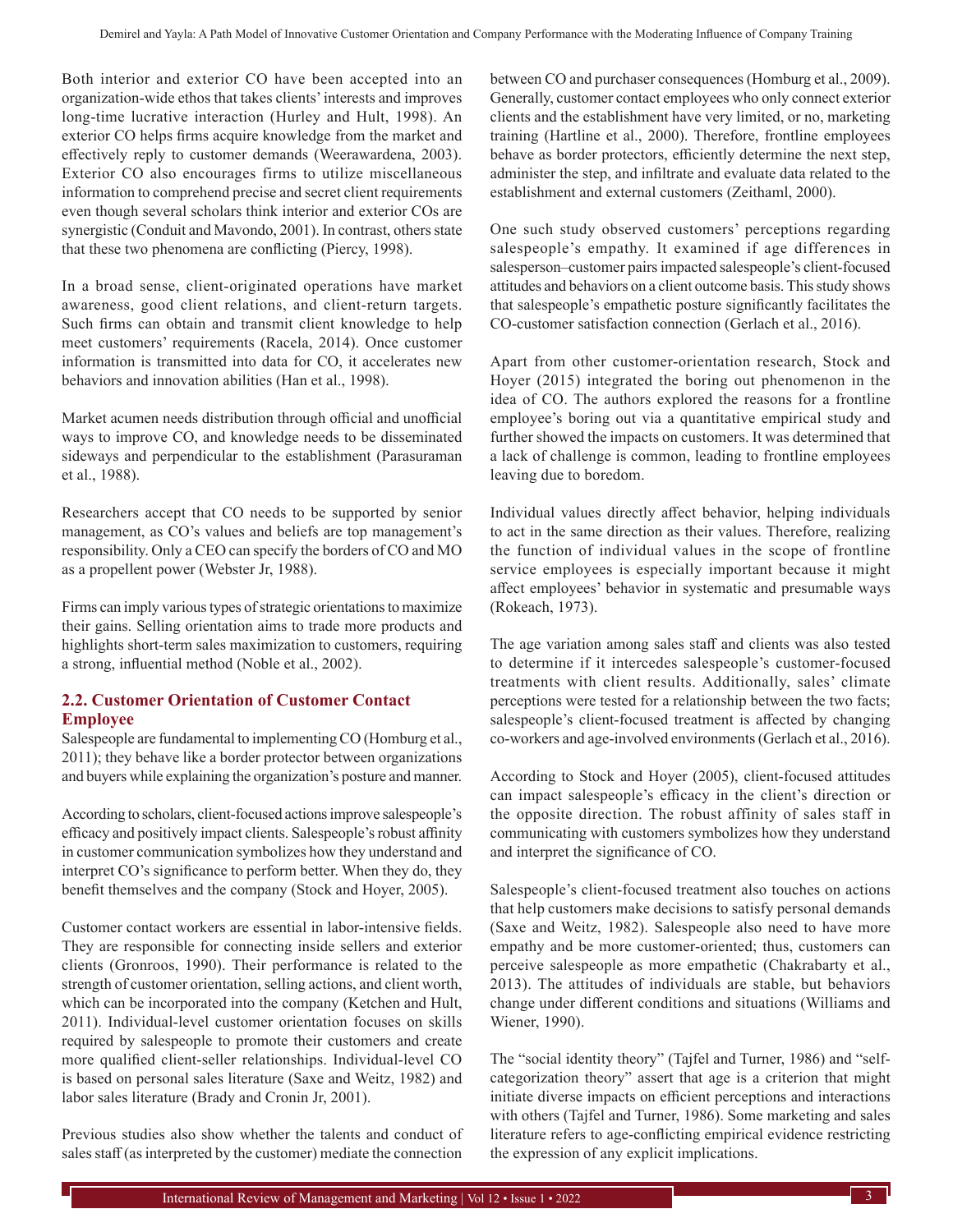Both interior and exterior CO have been accepted into an organization-wide ethos that takes clients' interests and improves long-time lucrative interaction (Hurley and Hult, 1998). An exterior CO helps firms acquire knowledge from the market and effectively reply to customer demands (Weerawardena, 2003). Exterior CO also encourages firms to utilize miscellaneous information to comprehend precise and secret client requirements even though several scholars think interior and exterior COs are synergistic (Conduit and Mavondo, 2001). In contrast, others state that these two phenomena are conflicting (Piercy, 1998).

In a broad sense, client-originated operations have market awareness, good client relations, and client-return targets. Such firms can obtain and transmit client knowledge to help meet customers' requirements (Racela, 2014). Once customer information is transmitted into data for CO, it accelerates new behaviors and innovation abilities (Han et al., 1998).

Market acumen needs distribution through official and unofficial ways to improve CO, and knowledge needs to be disseminated sideways and perpendicular to the establishment (Parasuraman et al., 1988).

Researchers accept that CO needs to be supported by senior management, as CO's values and beliefs are top management's responsibility. Only a CEO can specify the borders of CO and MO as a propellent power (Webster Jr, 1988).

Firms can imply various types of strategic orientations to maximize their gains. Selling orientation aims to trade more products and highlights short-term sales maximization to customers, requiring a strong, influential method (Noble et al., 2002).

### 2.2. Customer Orientation of Customer Contact Employee

Salespeople are fundamental to implementing CO (Homburg et al., 2011); they behave like a border protector between organizations and buyers while explaining the organization's posture and manner.

According to scholars, client-focused actions improve salespeople's efficacy and positively impact clients. Salespeople's robust affinity in customer communication symbolizes how they understand and interpret CO's significance to perform better. When they do, they benefit themselves and the company (Stock and Hoyer, 2005).

Customer contact workers are essential in labor-intensive fields. They are responsible for connecting inside sellers and exterior clients (Gronroos, 1990). Their performance is related to the strength of customer orientation, selling actions, and client worth, which can be incorporated into the company (Ketchen and Hult, 2011). Individual-level customer orientation focuses on skills required by salespeople to promote their customers and create more qualified client-seller relationships. Individual-level CO is based on personal sales literature (Saxe and Weitz, 1982) and labor sales literature (Brady and Cronin Jr, 2001).

Previous studies also show whether the talents and conduct of sales staff (as interpreted by the customer) mediate the connection between CO and purchaser consequences (Homburg et al., 2009). Generally, customer contact employees who only connect exterior clients and the establishment have very limited, or no, marketing training (Hartline et al., 2000). Therefore, frontline employees behave as border protectors, efficiently determine the next step, administer the step, and infiltrate and evaluate data related to the establishment and external customers (Zeithaml, 2000).

One such study observed customers' perceptions regarding salespeople's empathy. It examined if age differences in salesperson–customer pairs impacted salespeople's client-focused attitudes and behaviors on a client outcome basis. This study shows that salespeople's empathetic posture significantly facilitates the CO-customer satisfaction connection (Gerlach et al., 2016).

Apart from other customer-orientation research, Stock and Hoyer (2015) integrated the boring out phenomenon in the idea of CO. The authors explored the reasons for a frontline employee's boring out via a quantitative empirical study and further showed the impacts on customers. It was determined that a lack of challenge is common, leading to frontline employees leaving due to boredom.

Individual values directly affect behavior, helping individuals to act in the same direction as their values. Therefore, realizing the function of individual values in the scope of frontline service employees is especially important because it might affect employees' behavior in systematic and presumable ways (Rokeach, 1973).

The age variation among sales staff and clients was also tested to determine if it intercedes salespeople's customer-focused treatments with client results. Additionally, sales' climate perceptions were tested for a relationship between the two facts; salespeople's client-focused treatment is affected by changing co-workers and age-involved environments (Gerlach et al., 2016).

According to Stock and Hoyer (2005), client-focused attitudes can impact salespeople's efficacy in the client's direction or the opposite direction. The robust affinity of sales staff in communicating with customers symbolizes how they understand and interpret the significance of CO.

Salespeople's client-focused treatment also touches on actions that help customers make decisions to satisfy personal demands (Saxe and Weitz, 1982). Salespeople also need to have more empathy and be more customer-oriented; thus, customers can perceive salespeople as more empathetic (Chakrabarty et al., 2013). The attitudes of individuals are stable, but behaviors change under different conditions and situations (Williams and Wiener, 1990).

The "social identity theory" (Tajfel and Turner, 1986) and "self-categorization theory" assert that age is a criterion that might initiate diverse impacts on efficient perceptions and interactions with others (Tajfel and Turner, 1986). Some marketing and sales literature refers to age-conflicting empirical evidence restricting the expression of any explicit implications.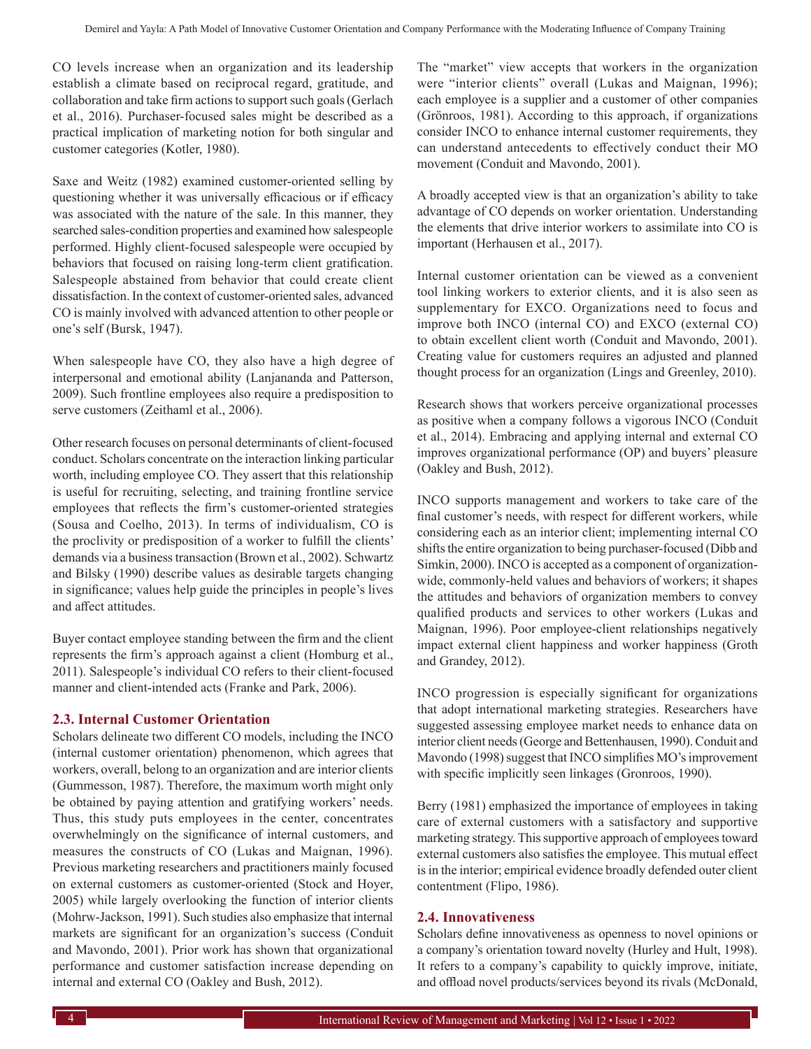CO levels increase when an organization and its leadership establish a climate based on reciprocal regard, gratitude, and collaboration and take firm actions to support such goals (Gerlach et al., 2016). Purchaser-focused sales might be described as a practical implication of marketing notion for both singular and customer categories (Kotler, 1980).

Saxe and Weitz (1982) examined customer-oriented selling by questioning whether it was universally efficacious or if efficacy was associated with the nature of the sale. In this manner, they searched sales-condition properties and examined how salespeople performed. Highly client-focused salespeople were occupied by behaviors that focused on raising long-term client gratification. Salespeople abstained from behavior that could create client dissatisfaction. In the context of customer-oriented sales, advanced CO is mainly involved with advanced attention to other people or one's self (Bursk, 1947).

When salespeople have CO, they also have a high degree of interpersonal and emotional ability (Lanjananda and Patterson, 2009). Such frontline employees also require a predisposition to serve customers (Zeithaml et al., 2006).

Other research focuses on personal determinants of client-focused conduct. Scholars concentrate on the interaction linking particular worth, including employee CO. They assert that this relationship is useful for recruiting, selecting, and training frontline service employees that reflects the firm's customer-oriented strategies (Sousa and Coelho, 2013). In terms of individualism, CO is the proclivity or predisposition of a worker to fulfill the clients' demands via a business transaction (Brown et al., 2002). Schwartz and Bilsky (1990) describe values as desirable targets changing in significance; values help guide the principles in people's lives and affect attitudes.

Buyer contact employee standing between the firm and the client represents the firm's approach against a client (Homburg et al., 2011). Salespeople's individual CO refers to their client-focused manner and client-intended acts (Franke and Park, 2006).

### 2.3. Internal Customer Orientation

Scholars delineate two different CO models, including the INCO (internal customer orientation) phenomenon, which agrees that workers, overall, belong to an organization and are interior clients (Gummesson, 1987). Therefore, the maximum worth might only be obtained by paying attention and gratifying workers' needs. Thus, this study puts employees in the center, concentrates overwhelmingly on the significance of internal customers, and measures the constructs of CO (Lukas and Maignan, 1996). Previous marketing researchers and practitioners mainly focused on external customers as customer-oriented (Stock and Hoyer, 2005) while largely overlooking the function of interior clients (Mohrw-Jackson, 1991). Such studies also emphasize that internal markets are significant for an organization's success (Conduit and Mavondo, 2001). Prior work has shown that organizational performance and customer satisfaction increase depending on internal and external CO (Oakley and Bush, 2012).

The "market" view accepts that workers in the organization were "interior clients" overall (Lukas and Maignan, 1996); each employee is a supplier and a customer of other companies (Grönroos, 1981). According to this approach, if organizations consider INCO to enhance internal customer requirements, they can understand antecedents to effectively conduct their MO movement (Conduit and Mavondo, 2001).

A broadly accepted view is that an organization's ability to take advantage of CO depends on worker orientation. Understanding the elements that drive interior workers to assimilate into CO is important (Herhausen et al., 2017).

Internal customer orientation can be viewed as a convenient tool linking workers to exterior clients, and it is also seen as supplementary for EXCO. Organizations need to focus and improve both INCO (internal CO) and EXCO (external CO) to obtain excellent client worth (Conduit and Mavondo, 2001). Creating value for customers requires an adjusted and planned thought process for an organization (Lings and Greenley, 2010).

Research shows that workers perceive organizational processes as positive when a company follows a vigorous INCO (Conduit et al., 2014). Embracing and applying internal and external CO improves organizational performance (OP) and buyers' pleasure (Oakley and Bush, 2012).

INCO supports management and workers to take care of the final customer's needs, with respect for different workers, while considering each as an interior client; implementing internal CO shifts the entire organization to being purchaser-focused (Dibb and Simkin, 2000). INCO is accepted as a component of organization-wide, commonly-held values and behaviors of workers; it shapes the attitudes and behaviors of organization members to convey qualified products and services to other workers (Lukas and Maignan, 1996). Poor employee-client relationships negatively impact external client happiness and worker happiness (Groth and Grandey, 2012).

INCO progression is especially significant for organizations that adopt international marketing strategies. Researchers have suggested assessing employee market needs to enhance data on interior client needs (George and Bettenhausen, 1990). Conduit and Mavondo (1998) suggest that INCO simplifies MO's improvement with specific implicitly seen linkages (Gronroos, 1990).

Berry (1981) emphasized the importance of employees in taking care of external customers with a satisfactory and supportive marketing strategy. This supportive approach of employees toward external customers also satisfies the employee. This mutual effect is in the interior; empirical evidence broadly defended outer client contentment (Flipo, 1986).

### 2.4. Innovativeness

Scholars define innovativeness as openness to novel opinions or a company's orientation toward novelty (Hurley and Hult, 1998). It refers to a company's capability to quickly improve, initiate, and offload novel products/services beyond its rivals (McDonald,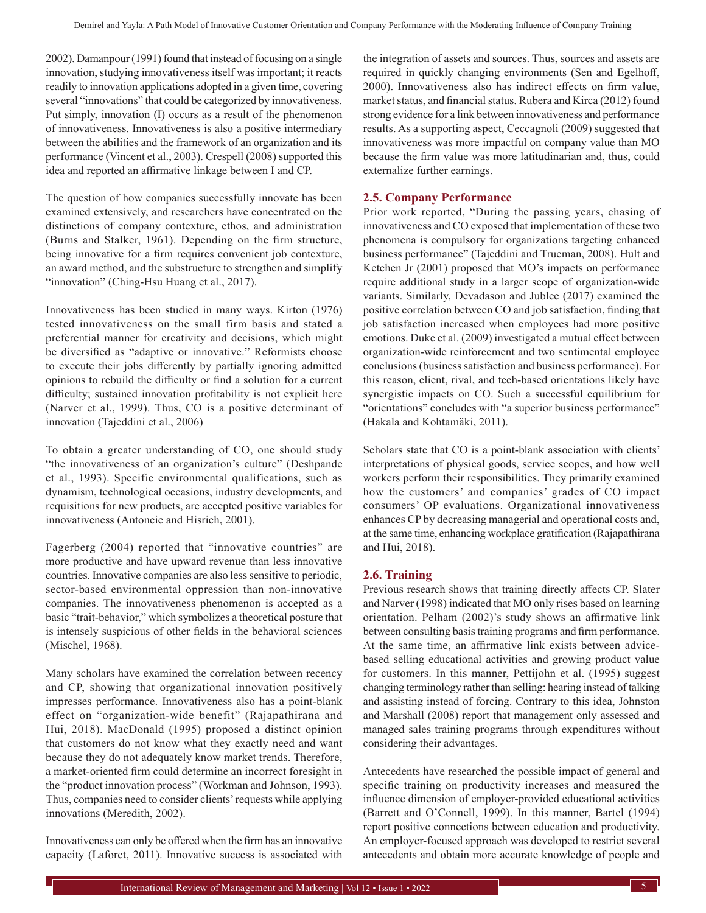2002). Damanpour (1991) found that instead of focusing on a single innovation, studying innovativeness itself was important; it reacts readily to innovation applications adopted in a given time, covering several "innovations" that could be categorized by innovativeness. Put simply, innovation (I) occurs as a result of the phenomenon of innovativeness. Innovativeness is also a positive intermediary between the abilities and the framework of an organization and its performance (Vincent et al., 2003). Crespell (2008) supported this idea and reported an affirmative linkage between I and CP.

The question of how companies successfully innovate has been examined extensively, and researchers have concentrated on the distinctions of company contexture, ethos, and administration (Burns and Stalker, 1961). Depending on the firm structure, being innovative for a firm requires convenient job contexture, an award method, and the substructure to strengthen and simplify "innovation" (Ching-Hsu Huang et al., 2017).

Innovativeness has been studied in many ways. Kirton (1976) tested innovativeness on the small firm basis and stated a preferential manner for creativity and decisions, which might be diversified as "adaptive or innovative." Reformists choose to execute their jobs differently by partially ignoring admitted opinions to rebuild the difficulty or find a solution for a current difficulty; sustained innovation profitability is not explicit here (Narver et al., 1999). Thus, CO is a positive determinant of innovation (Tajeddini et al., 2006)

To obtain a greater understanding of CO, one should study "the innovativeness of an organization's culture" (Deshpande et al., 1993). Specific environmental qualifications, such as dynamism, technological occasions, industry developments, and requisitions for new products, are accepted positive variables for innovativeness (Antoncic and Hisrich, 2001).

Fagerberg (2004) reported that "innovative countries" are more productive and have upward revenue than less innovative countries. Innovative companies are also less sensitive to periodic, sector-based environmental oppression than non-innovative companies. The innovativeness phenomenon is accepted as a basic "trait-behavior," which symbolizes a theoretical posture that is intensely suspicious of other fields in the behavioral sciences (Mischel, 1968).

Many scholars have examined the correlation between recency and CP, showing that organizational innovation positively impresses performance. Innovativeness also has a point-blank effect on "organization-wide benefit" (Rajapathirana and Hui, 2018). MacDonald (1995) proposed a distinct opinion that customers do not know what they exactly need and want because they do not adequately know market trends. Therefore, a market-oriented firm could determine an incorrect foresight in the "product innovation process" (Workman and Johnson, 1993). Thus, companies need to consider clients' requests while applying innovations (Meredith, 2002).

Innovativeness can only be offered when the firm has an innovative capacity (Laforet, 2011). Innovative success is associated with the integration of assets and sources. Thus, sources and assets are required in quickly changing environments (Sen and Egelhoff, 2000). Innovativeness also has indirect effects on firm value, market status, and financial status. Rubera and Kirca (2012) found strong evidence for a link between innovativeness and performance results. As a supporting aspect, Ceccagnoli (2009) suggested that innovativeness was more impactful on company value than MO because the firm value was more latitudinarian and, thus, could externalize further earnings.

## 2.5. Company Performance

Prior work reported, "During the passing years, chasing of innovativeness and CO exposed that implementation of these two phenomena is compulsory for organizations targeting enhanced business performance" (Tajeddini and Trueman, 2008). Hult and Ketchen Jr (2001) proposed that MO's impacts on performance require additional study in a larger scope of organization-wide variants. Similarly, Devadason and Jublee (2017) examined the positive correlation between CO and job satisfaction, finding that job satisfaction increased when employees had more positive emotions. Duke et al. (2009) investigated a mutual effect between organization-wide reinforcement and two sentimental employee conclusions (business satisfaction and business performance). For this reason, client, rival, and tech-based orientations likely have synergistic impacts on CO. Such a successful equilibrium for "orientations" concludes with "a superior business performance" (Hakala and Kohtamäki, 2011).

Scholars state that CO is a point-blank association with clients' interpretations of physical goods, service scopes, and how well workers perform their responsibilities. They primarily examined how the customers' and companies' grades of CO impact consumers' OP evaluations. Organizational innovativeness enhances CP by decreasing managerial and operational costs and, at the same time, enhancing workplace gratification (Rajapathirana and Hui, 2018).

## 2.6. Training

Previous research shows that training directly affects CP. Slater and Narver (1998) indicated that MO only rises based on learning orientation. Pelham (2002)'s study shows an affirmative link between consulting basis training programs and firm performance. At the same time, an affirmative link exists between advice-based selling educational activities and growing product value for customers. In this manner, Pettijohn et al. (1995) suggest changing terminology rather than selling: hearing instead of talking and assisting instead of forcing. Contrary to this idea, Johnston and Marshall (2008) report that management only assessed and managed sales training programs through expenditures without considering their advantages.

Antecedents have researched the possible impact of general and specific training on productivity increases and measured the influence dimension of employer-provided educational activities (Barrett and O'Connell, 1999). In this manner, Bartel (1994) report positive connections between education and productivity. An employer-focused approach was developed to restrict several antecedents and obtain more accurate knowledge of people and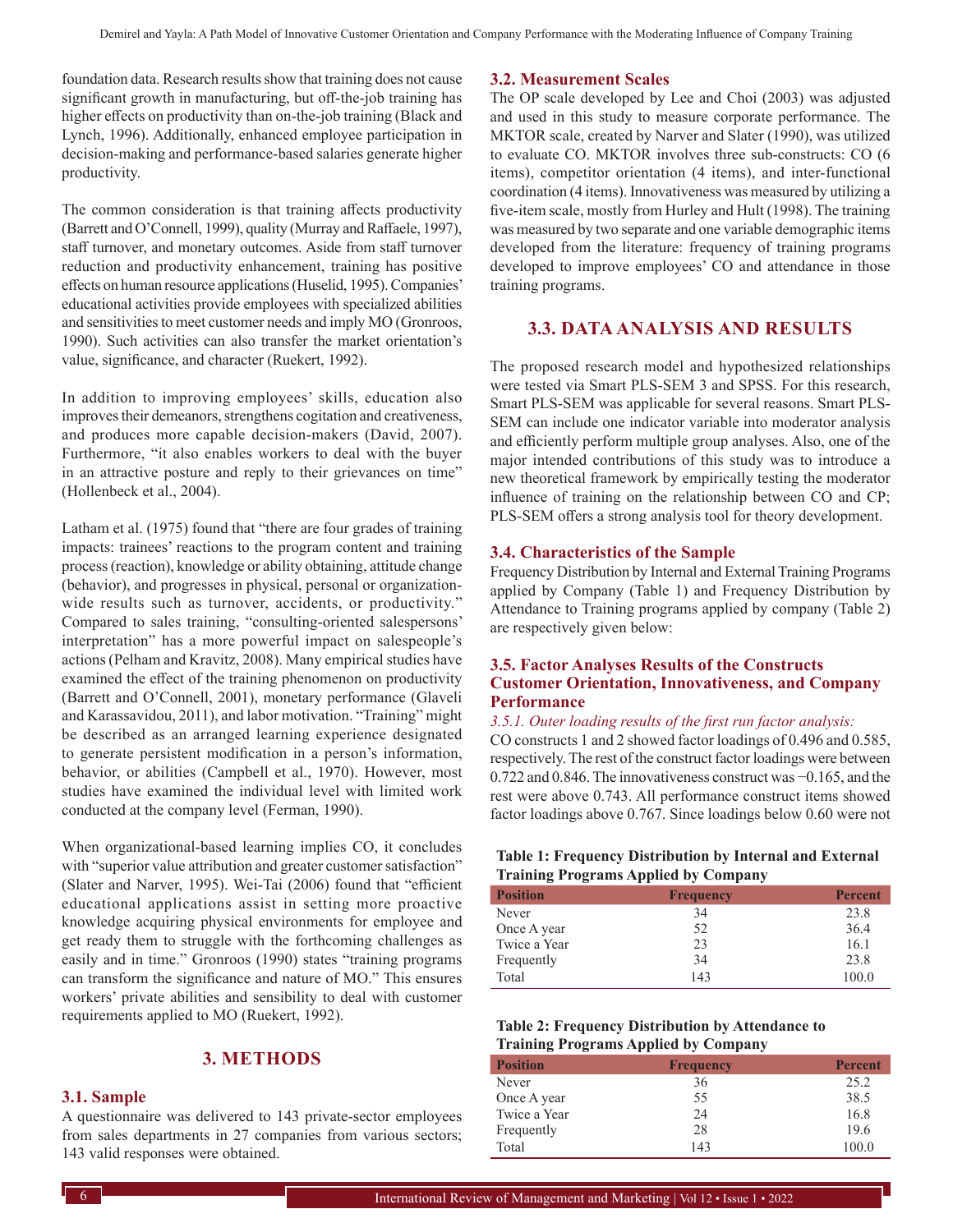foundation data. Research results show that training does not cause significant growth in manufacturing, but off-the-job training has higher effects on productivity than on-the-job training (Black and Lynch, 1996). Additionally, enhanced employee participation in decision-making and performance-based salaries generate higher productivity.

The common consideration is that training affects productivity (Barrett and O'Connell, 1999), quality (Murray and Raffaele, 1997), staff turnover, and monetary outcomes. Aside from staff turnover reduction and productivity enhancement, training has positive effects on human resource applications (Huselid, 1995). Companies' educational activities provide employees with specialized abilities and sensitivities to meet customer needs and imply MO (Gronroos, 1990). Such activities can also transfer the market orientation's value, significance, and character (Ruekert, 1992).

In addition to improving employees' skills, education also improves their demeanors, strengthens cogitation and creativeness, and produces more capable decision-makers (David, 2007). Furthermore, "it also enables workers to deal with the buyer in an attractive posture and reply to their grievances on time" (Hollenbeck et al., 2004).

Latham et al. (1975) found that "there are four grades of training impacts: trainees' reactions to the program content and training process (reaction), knowledge or ability obtaining, attitude change (behavior), and progresses in physical, personal or organization-wide results such as turnover, accidents, or productivity." Compared to sales training, "consulting-oriented salespersons' interpretation" has a more powerful impact on salespeople's actions (Pelham and Kravitz, 2008). Many empirical studies have examined the effect of the training phenomenon on productivity (Barrett and O'Connell, 2001), monetary performance (Glaveli and Karassavidou, 2011), and labor motivation. "Training" might be described as an arranged learning experience designated to generate persistent modification in a person's information, behavior, or abilities (Campbell et al., 1970). However, most studies have examined the individual level with limited work conducted at the company level (Ferman, 1990).

When organizational-based learning implies CO, it concludes with "superior value attribution and greater customer satisfaction" (Slater and Narver, 1995). Wei-Tai (2006) found that "efficient educational applications assist in setting more proactive knowledge acquiring physical environments for employee and get ready them to struggle with the forthcoming challenges as easily and in time." Gronroos (1990) states "training programs can transform the significance and nature of MO." This ensures workers' private abilities and sensibility to deal with customer requirements applied to MO (Ruekert, 1992).

## 3. METHODS

### 3.1. Sample

A questionnaire was delivered to 143 private-sector employees from sales departments in 27 companies from various sectors; 143 valid responses were obtained.

### 3.2. Measurement Scales

The OP scale developed by Lee and Choi (2003) was adjusted and used in this study to measure corporate performance. The MKTOR scale, created by Narver and Slater (1990), was utilized to evaluate CO. MKTOR involves three sub-constructs: CO (6 items), competitor orientation (4 items), and inter-functional coordination (4 items). Innovativeness was measured by utilizing a five-item scale, mostly from Hurley and Hult (1998). The training was measured by two separate and one variable demographic items developed from the literature: frequency of training programs developed to improve employees' CO and attendance in those training programs.

### 3.3. DATA ANALYSIS AND RESULTS

The proposed research model and hypothesized relationships were tested via Smart PLS-SEM 3 and SPSS. For this research, Smart PLS-SEM was applicable for several reasons. Smart PLS-SEM can include one indicator variable into moderator analysis and efficiently perform multiple group analyses. Also, one of the major intended contributions of this study was to introduce a new theoretical framework by empirically testing the moderator influence of training on the relationship between CO and CP; PLS-SEM offers a strong analysis tool for theory development.

### 3.4. Characteristics of the Sample

Frequency Distribution by Internal and External Training Programs applied by Company (Table 1) and Frequency Distribution by Attendance to Training programs applied by company (Table 2) are respectively given below:

**Table 1: Frequency Distribution by Internal and External Training Programs Applied by Company**

| Position | Frequency | Percent |
|---|---|---|
| Never | 34 | 23.8 |
| Once A year | 52 | 36.4 |
| Twice a Year | 23 | 16.1 |
| Frequently | 34 | 23.8 |
| Total | 143 | 100.0 |

**Table 2: Frequency Distribution by Attendance to Training Programs Applied by Company**

| Position | Frequency | Percent |
|---|---|---|
| Never | 36 | 25.2 |
| Once A year | 55 | 38.5 |
| Twice a Year | 24 | 16.8 |
| Frequently | 28 | 19.6 |
| Total | 143 | 100.0 |

### 3.5. Factor Analyses Results of the Constructs Customer Orientation, Innovativeness, and Company Performance

*3.5.1. Outer loading results of the first run factor analysis:*

CO constructs 1 and 2 showed factor loadings of 0.496 and 0.585, respectively. The rest of the construct factor loadings were between 0.722 and 0.846. The innovativeness construct was −0.165, and the rest were above 0.743. All performance construct items showed factor loadings above 0.767. Since loadings below 0.60 were not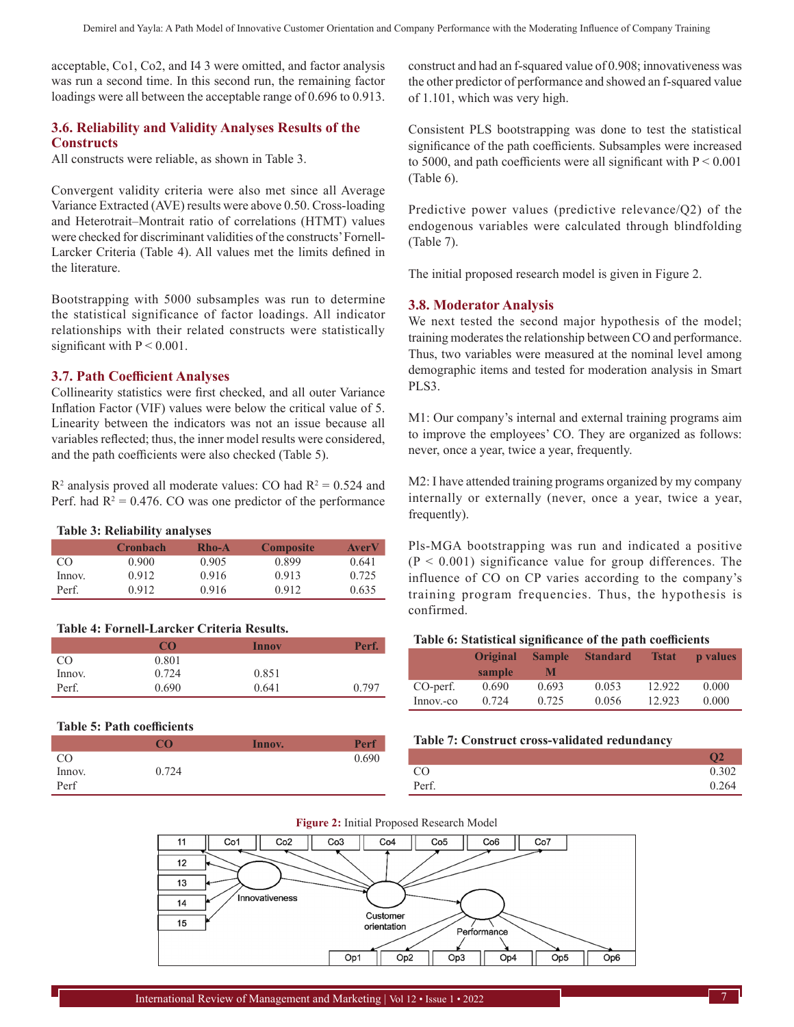acceptable, Co1, Co2, and I4 3 were omitted, and factor analysis was run a second time. In this second run, the remaining factor loadings were all between the acceptable range of 0.696 to 0.913.

### 3.6. Reliability and Validity Analyses Results of the Constructs

All constructs were reliable, as shown in Table 3.

Convergent validity criteria were also met since all Average Variance Extracted (AVE) results were above 0.50. Cross-loading and Heterotrait–Montrait ratio of correlations (HTMT) values were checked for discriminant validities of the constructs' Fornell-Larcker Criteria (Table 4). All values met the limits defined in the literature.

Bootstrapping with 5000 subsamples was run to determine the statistical significance of factor loadings. All indicator relationships with their related constructs were statistically significant with $P < 0.001$.

### 3.7. Path Coefficient Analyses

Collinearity statistics were first checked, and all outer Variance Inflation Factor (VIF) values were below the critical value of 5. Linearity between the indicators was not an issue because all variables reflected; thus, the inner model results were considered, and the path coefficients were also checked (Table 5).

$R^2$ analysis proved all moderate values: CO had $R^2 = 0.524$ and Perf. had $R^2 = 0.476$. CO was one predictor of the performance construct and had an f-squared value of 0.908; innovativeness was the other predictor of performance and showed an f-squared value of 1.101, which was very high.

**Table 3: Reliability analyses**

| | Cronbach | Rho-A | Composite | AverV |
|---|---|---|---|---|
| CO | 0.900 | 0.905 | 0.899 | 0.641 |
| Innov. | 0.912 | 0.916 | 0.913 | 0.725 |
| Perf. | 0.912 | 0.916 | 0.912 | 0.635 |

**Table 4: Fornell-Larcker Criteria Results.**

| | CO | Innov | Perf. |
|---|---|---|---|
| CO | 0.801 | | |
| Innov. | 0.724 | 0.851 | |
| Perf. | 0.690 | 0.641 | 0.797 |

**Table 5: Path coefficients**

| | CO | Innov. | Perf |
|---|---|---|---|
| CO | | | 0.690 |
| Innov. | 0.724 | | |
| Perf | | | |

Consistent PLS bootstrapping was done to test the statistical significance of the path coefficients. Subsamples were increased to 5000, and path coefficients were all significant with $P < 0.001$ (Table 6).

Predictive power values (predictive relevance/Q2) of the endogenous variables were calculated through blindfolding (Table 7).

The initial proposed research model is given in Figure 2.

### 3.8. Moderator Analysis

We next tested the second major hypothesis of the model; training moderates the relationship between CO and performance. Thus, two variables were measured at the nominal level among demographic items and tested for moderation analysis in Smart PLS3.

M1: Our company's internal and external training programs aim to improve the employees' CO. They are organized as follows: never, once a year, twice a year, frequently.

M2: I have attended training programs organized by my company internally or externally (never, once a year, twice a year, frequently).

Pls-MGA bootstrapping was run and indicated a positive ($P < 0.001$) significance value for group differences. The influence of CO on CP varies according to the company's training program frequencies. Thus, the hypothesis is confirmed.

**Table 6: Statistical significance of the path coefficients**

| | Original sample | Sample M | Standard | Tstat | p values |
|---|---|---|---|---|---|
| CO-perf. | 0.690 | 0.693 | 0.053 | 12.922 | 0.000 |
| Innov.-co | 0.724 | 0.725 | 0.056 | 12.923 | 0.000 |

**Table 7: Construct cross-validated redundancy**

| | Q2 |
|---|---|
| CO | 0.302 |
| Perf. | 0.264 |

**Figure 2:** Initial Proposed Research Model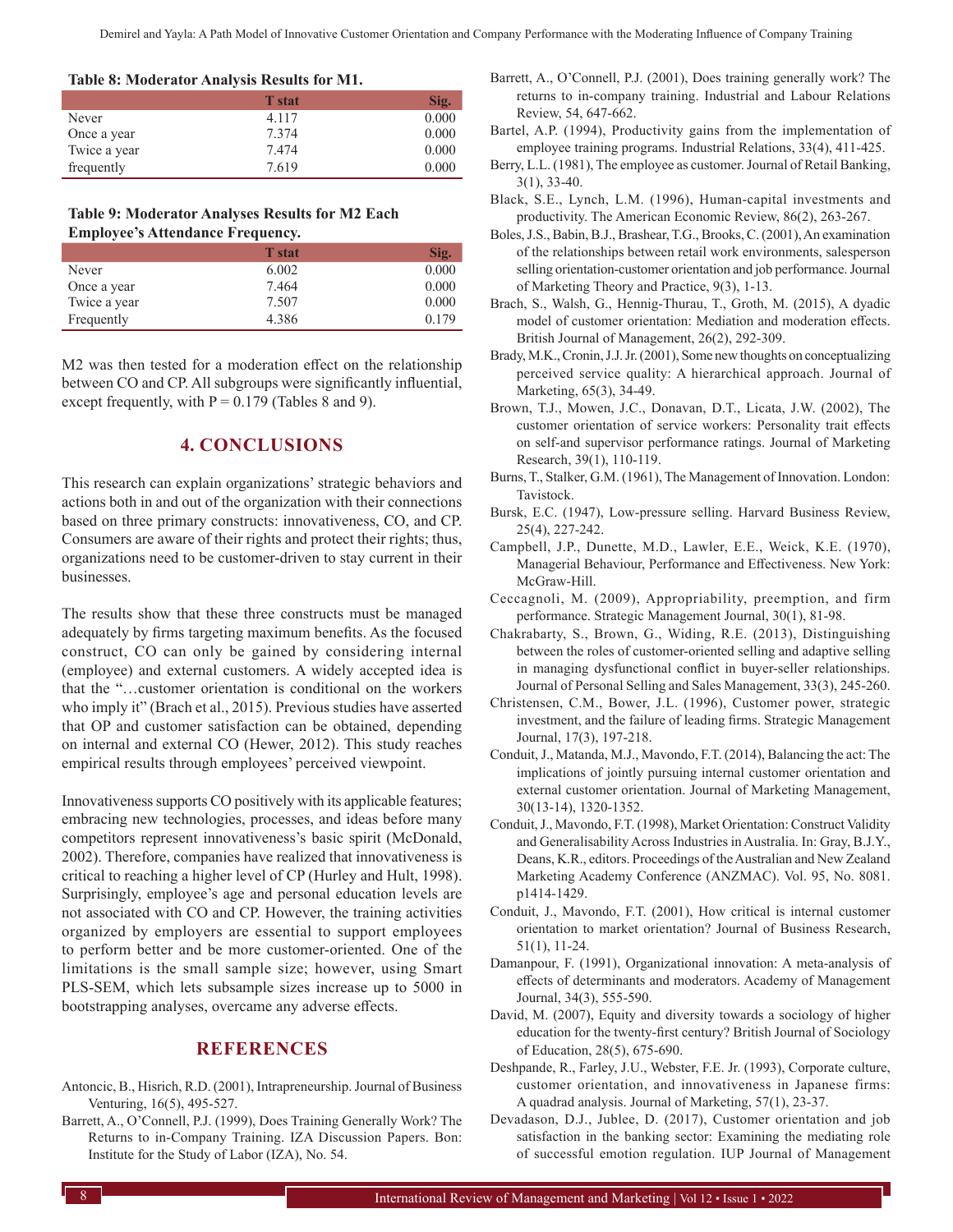**Table 8: Moderator Analysis Results for M1.**

| | T stat | Sig. |
|---|---|---|
| Never | 4.117 | 0.000 |
| Once a year | 7.374 | 0.000 |
| Twice a year | 7.474 | 0.000 |
| frequently | 7.619 | 0.000 |

**Table 9: Moderator Analyses Results for M2 Each Employee's Attendance Frequency.**

| | T stat | Sig. |
|---|---|---|
| Never | 6.002 | 0.000 |
| Once a year | 7.464 | 0.000 |
| Twice a year | 7.507 | 0.000 |
| Frequently | 4.386 | 0.179 |

M2 was then tested for a moderation effect on the relationship between CO and CP. All subgroups were significantly influential, except frequently, with P = 0.179 (Tables 8 and 9).

## 4. CONCLUSIONS

This research can explain organizations' strategic behaviors and actions both in and out of the organization with their connections based on three primary constructs: innovativeness, CO, and CP. Consumers are aware of their rights and protect their rights; thus, organizations need to be customer-driven to stay current in their businesses.

The results show that these three constructs must be managed adequately by firms targeting maximum benefits. As the focused construct, CO can only be gained by considering internal (employee) and external customers. A widely accepted idea is that the "…customer orientation is conditional on the workers who imply it" (Brach et al., 2015). Previous studies have asserted that OP and customer satisfaction can be obtained, depending on internal and external CO (Hewer, 2012). This study reaches empirical results through employees' perceived viewpoint.

Innovativeness supports CO positively with its applicable features; embracing new technologies, processes, and ideas before many competitors represent innovativeness's basic spirit (McDonald, 2002). Therefore, companies have realized that innovativeness is critical to reaching a higher level of CP (Hurley and Hult, 1998). Surprisingly, employee's age and personal education levels are not associated with CO and CP. However, the training activities organized by employers are essential to support employees to perform better and be more customer-oriented. One of the limitations is the small sample size; however, using Smart PLS-SEM, which lets subsample sizes increase up to 5000 in bootstrapping analyses, overcame any adverse effects.

## REFERENCES

Antoncic, B., Hisrich, R.D. (2001), Intrapreneurship. Journal of Business Venturing, 16(5), 495-527.

Barrett, A., O'Connell, P.J. (1999), Does Training Generally Work? The Returns to in-Company Training. IZA Discussion Papers. Bon: Institute for the Study of Labor (IZA), No. 54.

Barrett, A., O'Connell, P.J. (2001), Does training generally work? The returns to in-company training. Industrial and Labour Relations Review, 54, 647-662.

Bartel, A.P. (1994), Productivity gains from the implementation of employee training programs. Industrial Relations, 33(4), 411-425.

Berry, L.L. (1981), The employee as customer. Journal of Retail Banking, 3(1), 33-40.

Black, S.E., Lynch, L.M. (1996), Human-capital investments and productivity. The American Economic Review, 86(2), 263-267.

Boles, J.S., Babin, B.J., Brashear, T.G., Brooks, C. (2001), An examination of the relationships between retail work environments, salesperson selling orientation-customer orientation and job performance. Journal of Marketing Theory and Practice, 9(3), 1-13.

Brach, S., Walsh, G., Hennig-Thurau, T., Groth, M. (2015), A dyadic model of customer orientation: Mediation and moderation effects. British Journal of Management, 26(2), 292-309.

Brady, M.K., Cronin, J.J. Jr. (2001), Some new thoughts on conceptualizing perceived service quality: A hierarchical approach. Journal of Marketing, 65(3), 34-49.

Brown, T.J., Mowen, J.C., Donavan, D.T., Licata, J.W. (2002), The customer orientation of service workers: Personality trait effects on self-and supervisor performance ratings. Journal of Marketing Research, 39(1), 110-119.

Burns, T., Stalker, G.M. (1961), The Management of Innovation. London: Tavistock.

Bursk, E.C. (1947), Low-pressure selling. Harvard Business Review, 25(4), 227-242.

Campbell, J.P., Dunette, M.D., Lawler, E.E., Weick, K.E. (1970), Managerial Behaviour, Performance and Effectiveness. New York: McGraw-Hill.

Ceccagnoli, M. (2009), Appropriability, preemption, and firm performance. Strategic Management Journal, 30(1), 81-98.

Chakrabarty, S., Brown, G., Widing, R.E. (2013), Distinguishing between the roles of customer-oriented selling and adaptive selling in managing dysfunctional conflict in buyer-seller relationships. Journal of Personal Selling and Sales Management, 33(3), 245-260.

Christensen, C.M., Bower, J.L. (1996), Customer power, strategic investment, and the failure of leading firms. Strategic Management Journal, 17(3), 197-218.

Conduit, J., Matanda, M.J., Mavondo, F.T. (2014), Balancing the act: The implications of jointly pursuing internal customer orientation and external customer orientation. Journal of Marketing Management, 30(13-14), 1320-1352.

Conduit, J., Mavondo, F.T. (1998), Market Orientation: Construct Validity and Generalisability Across Industries in Australia. In: Gray, B.J.Y., Deans, K.R., editors. Proceedings of the Australian and New Zealand Marketing Academy Conference (ANZMAC). Vol. 95, No. 8081. p1414-1429.

Conduit, J., Mavondo, F.T. (2001), How critical is internal customer orientation to market orientation? Journal of Business Research, 51(1), 11-24.

Damanpour, F. (1991), Organizational innovation: A meta-analysis of effects of determinants and moderators. Academy of Management Journal, 34(3), 555-590.

David, M. (2007), Equity and diversity towards a sociology of higher education for the twenty-first century? British Journal of Sociology of Education, 28(5), 675-690.

Deshpande, R., Farley, J.U., Webster, F.E. Jr. (1993), Corporate culture, customer orientation, and innovativeness in Japanese firms: A quadrad analysis. Journal of Marketing, 57(1), 23-37.

Devadason, D.J., Jublee, D. (2017), Customer orientation and job satisfaction in the banking sector: Examining the mediating role of successful emotion regulation. IUP Journal of Management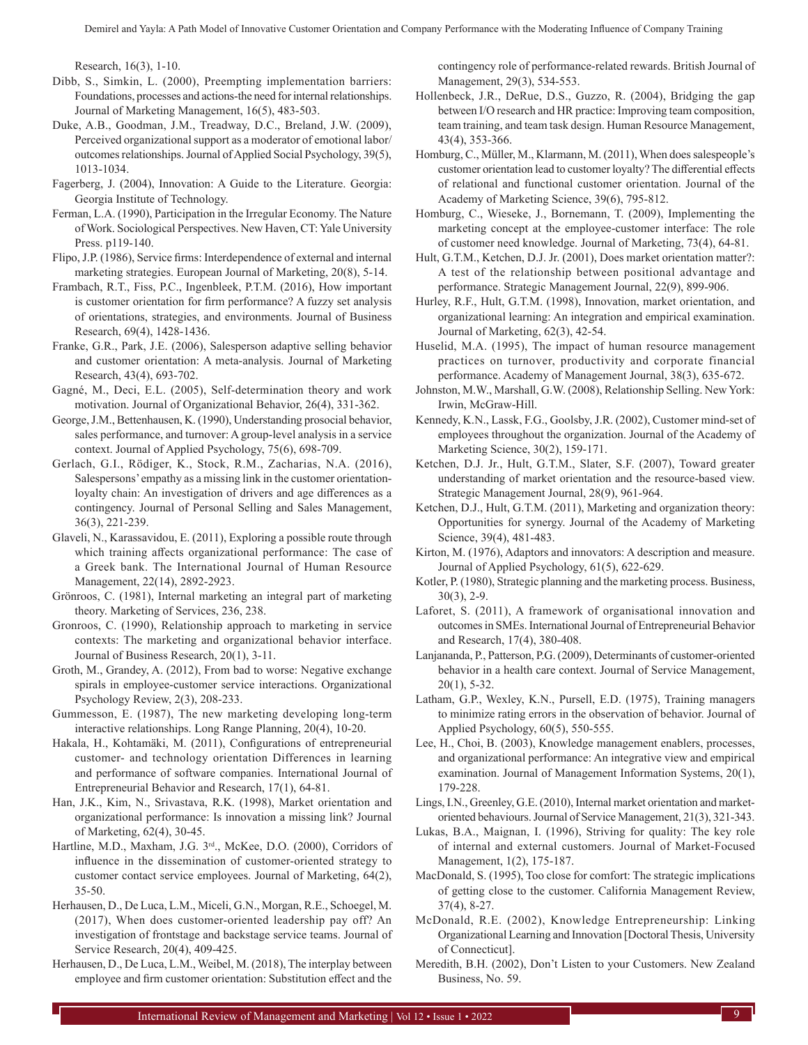Research, 16(3), 1-10.

Dibb, S., Simkin, L. (2000), Preempting implementation barriers: Foundations, processes and actions-the need for internal relationships. Journal of Marketing Management, 16(5), 483-503.

Duke, A.B., Goodman, J.M., Treadway, D.C., Breland, J.W. (2009), Perceived organizational support as a moderator of emotional labor/outcomes relationships. Journal of Applied Social Psychology, 39(5), 1013-1034.

Fagerberg, J. (2004), Innovation: A Guide to the Literature. Georgia: Georgia Institute of Technology.

Ferman, L.A. (1990), Participation in the Irregular Economy. The Nature of Work. Sociological Perspectives. New Haven, CT: Yale University Press. p119-140.

Flipo, J.P. (1986), Service firms: Interdependence of external and internal marketing strategies. European Journal of Marketing, 20(8), 5-14.

Frambach, R.T., Fiss, P.C., Ingenbleek, P.T.M. (2016), How important is customer orientation for firm performance? A fuzzy set analysis of orientations, strategies, and environments. Journal of Business Research, 69(4), 1428-1436.

Franke, G.R., Park, J.E. (2006), Salesperson adaptive selling behavior and customer orientation: A meta-analysis. Journal of Marketing Research, 43(4), 693-702.

Gagné, M., Deci, E.L. (2005), Self-determination theory and work motivation. Journal of Organizational Behavior, 26(4), 331-362.

George, J.M., Bettenhausen, K. (1990), Understanding prosocial behavior, sales performance, and turnover: A group-level analysis in a service context. Journal of Applied Psychology, 75(6), 698-709.

Gerlach, G.I., Rödiger, K., Stock, R.M., Zacharias, N.A. (2016), Salespersons' empathy as a missing link in the customer orientation-loyalty chain: An investigation of drivers and age differences as a contingency. Journal of Personal Selling and Sales Management, 36(3), 221-239.

Glaveli, N., Karassavidou, E. (2011), Exploring a possible route through which training affects organizational performance: The case of a Greek bank. The International Journal of Human Resource Management, 22(14), 2892-2923.

Grönroos, C. (1981), Internal marketing an integral part of marketing theory. Marketing of Services, 236, 238.

Gronroos, C. (1990), Relationship approach to marketing in service contexts: The marketing and organizational behavior interface. Journal of Business Research, 20(1), 3-11.

Groth, M., Grandey, A. (2012), From bad to worse: Negative exchange spirals in employee-customer service interactions. Organizational Psychology Review, 2(3), 208-233.

Gummesson, E. (1987), The new marketing developing long-term interactive relationships. Long Range Planning, 20(4), 10-20.

Hakala, H., Kohtamäki, M. (2011), Configurations of entrepreneurial customer- and technology orientation Differences in learning and performance of software companies. International Journal of Entrepreneurial Behavior and Research, 17(1), 64-81.

Han, J.K., Kim, N., Srivastava, R.K. (1998), Market orientation and organizational performance: Is innovation a missing link? Journal of Marketing, 62(4), 30-45.

Hartline, M.D., Maxham, J.G. 3rd., McKee, D.O. (2000), Corridors of influence in the dissemination of customer-oriented strategy to customer contact service employees. Journal of Marketing, 64(2), 35-50.

Herhausen, D., De Luca, L.M., Miceli, G.N., Morgan, R.E., Schoegel, M. (2017), When does customer-oriented leadership pay off? An investigation of frontstage and backstage service teams. Journal of Service Research, 20(4), 409-425.

Herhausen, D., De Luca, L.M., Weibel, M. (2018), The interplay between employee and firm customer orientation: Substitution effect and the contingency role of performance-related rewards. British Journal of Management, 29(3), 534-553.

Hollenbeck, J.R., DeRue, D.S., Guzzo, R. (2004), Bridging the gap between I/O research and HR practice: Improving team composition, team training, and team task design. Human Resource Management, 43(4), 353-366.

Homburg, C., Müller, M., Klarmann, M. (2011), When does salespeople's customer orientation lead to customer loyalty? The differential effects of relational and functional customer orientation. Journal of the Academy of Marketing Science, 39(6), 795-812.

Homburg, C., Wieseke, J., Bornemann, T. (2009), Implementing the marketing concept at the employee-customer interface: The role of customer need knowledge. Journal of Marketing, 73(4), 64-81.

Hult, G.T.M., Ketchen, D.J. Jr. (2001), Does market orientation matter?: A test of the relationship between positional advantage and performance. Strategic Management Journal, 22(9), 899-906.

Hurley, R.F., Hult, G.T.M. (1998), Innovation, market orientation, and organizational learning: An integration and empirical examination. Journal of Marketing, 62(3), 42-54.

Huselid, M.A. (1995), The impact of human resource management practices on turnover, productivity and corporate financial performance. Academy of Management Journal, 38(3), 635-672.

Johnston, M.W., Marshall, G.W. (2008), Relationship Selling. New York: Irwin, McGraw-Hill.

Kennedy, K.N., Lassk, F.G., Goolsby, J.R. (2002), Customer mind-set of employees throughout the organization. Journal of the Academy of Marketing Science, 30(2), 159-171.

Ketchen, D.J. Jr., Hult, G.T.M., Slater, S.F. (2007), Toward greater understanding of market orientation and the resource-based view. Strategic Management Journal, 28(9), 961-964.

Ketchen, D.J., Hult, G.T.M. (2011), Marketing and organization theory: Opportunities for synergy. Journal of the Academy of Marketing Science, 39(4), 481-483.

Kirton, M. (1976), Adaptors and innovators: A description and measure. Journal of Applied Psychology, 61(5), 622-629.

Kotler, P. (1980), Strategic planning and the marketing process. Business, 30(3), 2-9.

Laforet, S. (2011), A framework of organisational innovation and outcomes in SMEs. International Journal of Entrepreneurial Behavior and Research, 17(4), 380-408.

Lanjananda, P., Patterson, P.G. (2009), Determinants of customer-oriented behavior in a health care context. Journal of Service Management, 20(1), 5-32.

Latham, G.P., Wexley, K.N., Pursell, E.D. (1975), Training managers to minimize rating errors in the observation of behavior. Journal of Applied Psychology, 60(5), 550-555.

Lee, H., Choi, B. (2003), Knowledge management enablers, processes, and organizational performance: An integrative view and empirical examination. Journal of Management Information Systems, 20(1), 179-228.

Lings, I.N., Greenley, G.E. (2010), Internal market orientation and market-oriented behaviours. Journal of Service Management, 21(3), 321-343.

Lukas, B.A., Maignan, I. (1996), Striving for quality: The key role of internal and external customers. Journal of Market-Focused Management, 1(2), 175-187.

MacDonald, S. (1995), Too close for comfort: The strategic implications of getting close to the customer. California Management Review, 37(4), 8-27.

McDonald, R.E. (2002), Knowledge Entrepreneurship: Linking Organizational Learning and Innovation [Doctoral Thesis, University of Connecticut].

Meredith, B.H. (2002), Don't Listen to your Customers. New Zealand Business, No. 59.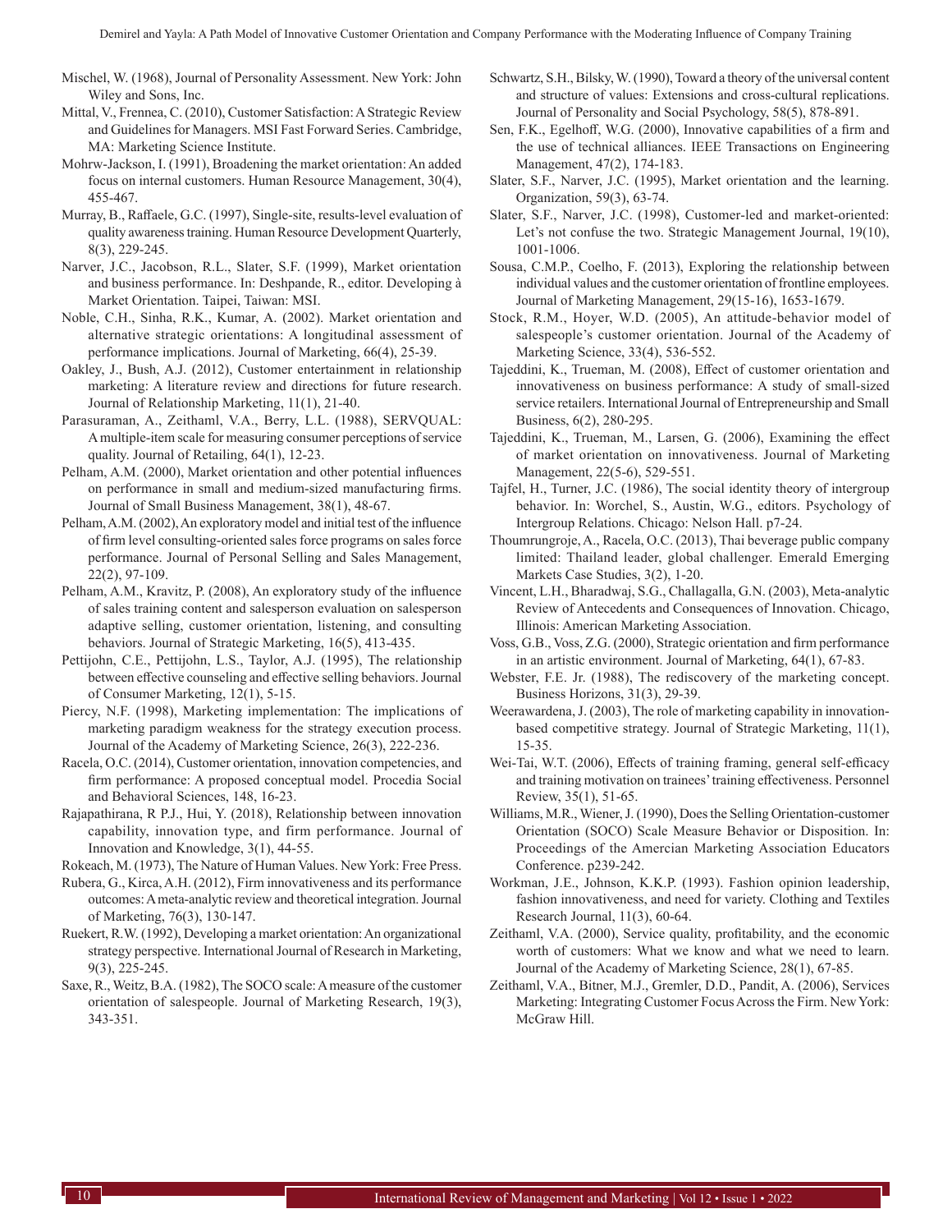Mischel, W. (1968), Journal of Personality Assessment. New York: John Wiley and Sons, Inc.

Mittal, V., Frennea, C. (2010), Customer Satisfaction: A Strategic Review and Guidelines for Managers. MSI Fast Forward Series. Cambridge, MA: Marketing Science Institute.

Mohrw-Jackson, I. (1991), Broadening the market orientation: An added focus on internal customers. Human Resource Management, 30(4), 455-467.

Murray, B., Raffaele, G.C. (1997), Single-site, results-level evaluation of quality awareness training. Human Resource Development Quarterly, 8(3), 229-245.

Narver, J.C., Jacobson, R.L., Slater, S.F. (1999), Market orientation and business performance. In: Deshpande, R., editor. Developing à Market Orientation. Taipei, Taiwan: MSI.

Noble, C.H., Sinha, R.K., Kumar, A. (2002). Market orientation and alternative strategic orientations: A longitudinal assessment of performance implications. Journal of Marketing, 66(4), 25-39.

Oakley, J., Bush, A.J. (2012), Customer entertainment in relationship marketing: A literature review and directions for future research. Journal of Relationship Marketing, 11(1), 21-40.

Parasuraman, A., Zeithaml, V.A., Berry, L.L. (1988), SERVQUAL: A multiple-item scale for measuring consumer perceptions of service quality. Journal of Retailing, 64(1), 12-23.

Pelham, A.M. (2000), Market orientation and other potential influences on performance in small and medium-sized manufacturing firms. Journal of Small Business Management, 38(1), 48-67.

Pelham, A.M. (2002), An exploratory model and initial test of the influence of firm level consulting-oriented sales force programs on sales force performance. Journal of Personal Selling and Sales Management, 22(2), 97-109.

Pelham, A.M., Kravitz, P. (2008), An exploratory study of the influence of sales training content and salesperson evaluation on salesperson adaptive selling, customer orientation, listening, and consulting behaviors. Journal of Strategic Marketing, 16(5), 413-435.

Pettijohn, C.E., Pettijohn, L.S., Taylor, A.J. (1995), The relationship between effective counseling and effective selling behaviors. Journal of Consumer Marketing, 12(1), 5-15.

Piercy, N.F. (1998), Marketing implementation: The implications of marketing paradigm weakness for the strategy execution process. Journal of the Academy of Marketing Science, 26(3), 222-236.

Racela, O.C. (2014), Customer orientation, innovation competencies, and firm performance: A proposed conceptual model. Procedia Social and Behavioral Sciences, 148, 16-23.

Rajapathirana, R P.J., Hui, Y. (2018), Relationship between innovation capability, innovation type, and firm performance. Journal of Innovation and Knowledge, 3(1), 44-55.

Rokeach, M. (1973), The Nature of Human Values. New York: Free Press.

Rubera, G., Kirca, A.H. (2012), Firm innovativeness and its performance outcomes: A meta-analytic review and theoretical integration. Journal of Marketing, 76(3), 130-147.

Ruekert, R.W. (1992), Developing a market orientation: An organizational strategy perspective. International Journal of Research in Marketing, 9(3), 225-245.

Saxe, R., Weitz, B.A. (1982), The SOCO scale: A measure of the customer orientation of salespeople. Journal of Marketing Research, 19(3), 343-351.

Schwartz, S.H., Bilsky, W. (1990), Toward a theory of the universal content and structure of values: Extensions and cross-cultural replications. Journal of Personality and Social Psychology, 58(5), 878-891.

Sen, F.K., Egelhoff, W.G. (2000), Innovative capabilities of a firm and the use of technical alliances. IEEE Transactions on Engineering Management, 47(2), 174-183.

Slater, S.F., Narver, J.C. (1995), Market orientation and the learning. Organization, 59(3), 63-74.

Slater, S.F., Narver, J.C. (1998), Customer-led and market-oriented: Let's not confuse the two. Strategic Management Journal, 19(10), 1001-1006.

Sousa, C.M.P., Coelho, F. (2013), Exploring the relationship between individual values and the customer orientation of frontline employees. Journal of Marketing Management, 29(15-16), 1653-1679.

Stock, R.M., Hoyer, W.D. (2005), An attitude-behavior model of salespeople's customer orientation. Journal of the Academy of Marketing Science, 33(4), 536-552.

Tajeddini, K., Trueman, M. (2008), Effect of customer orientation and innovativeness on business performance: A study of small-sized service retailers. International Journal of Entrepreneurship and Small Business, 6(2), 280-295.

Tajeddini, K., Trueman, M., Larsen, G. (2006), Examining the effect of market orientation on innovativeness. Journal of Marketing Management, 22(5-6), 529-551.

Tajfel, H., Turner, J.C. (1986), The social identity theory of intergroup behavior. In: Worchel, S., Austin, W.G., editors. Psychology of Intergroup Relations. Chicago: Nelson Hall. p7-24.

Thoumrungroje, A., Racela, O.C. (2013), Thai beverage public company limited: Thailand leader, global challenger. Emerald Emerging Markets Case Studies, 3(2), 1-20.

Vincent, L.H., Bharadwaj, S.G., Challagalla, G.N. (2003), Meta-analytic Review of Antecedents and Consequences of Innovation. Chicago, Illinois: American Marketing Association.

Voss, G.B., Voss, Z.G. (2000), Strategic orientation and firm performance in an artistic environment. Journal of Marketing, 64(1), 67-83.

Webster, F.E. Jr. (1988), The rediscovery of the marketing concept. Business Horizons, 31(3), 29-39.

Weerawardena, J. (2003), The role of marketing capability in innovation-based competitive strategy. Journal of Strategic Marketing, 11(1), 15-35.

Wei-Tai, W.T. (2006), Effects of training framing, general self-efficacy and training motivation on trainees' training effectiveness. Personnel Review, 35(1), 51-65.

Williams, M.R., Wiener, J. (1990), Does the Selling Orientation-customer Orientation (SOCO) Scale Measure Behavior or Disposition. In: Proceedings of the Amercian Marketing Association Educators Conference. p239-242.

Workman, J.E., Johnson, K.K.P. (1993). Fashion opinion leadership, fashion innovativeness, and need for variety. Clothing and Textiles Research Journal, 11(3), 60-64.

Zeithaml, V.A. (2000), Service quality, profitability, and the economic worth of customers: What we know and what we need to learn. Journal of the Academy of Marketing Science, 28(1), 67-85.

Zeithaml, V.A., Bitner, M.J., Gremler, D.D., Pandit, A. (2006), Services Marketing: Integrating Customer Focus Across the Firm. New York: McGraw Hill.